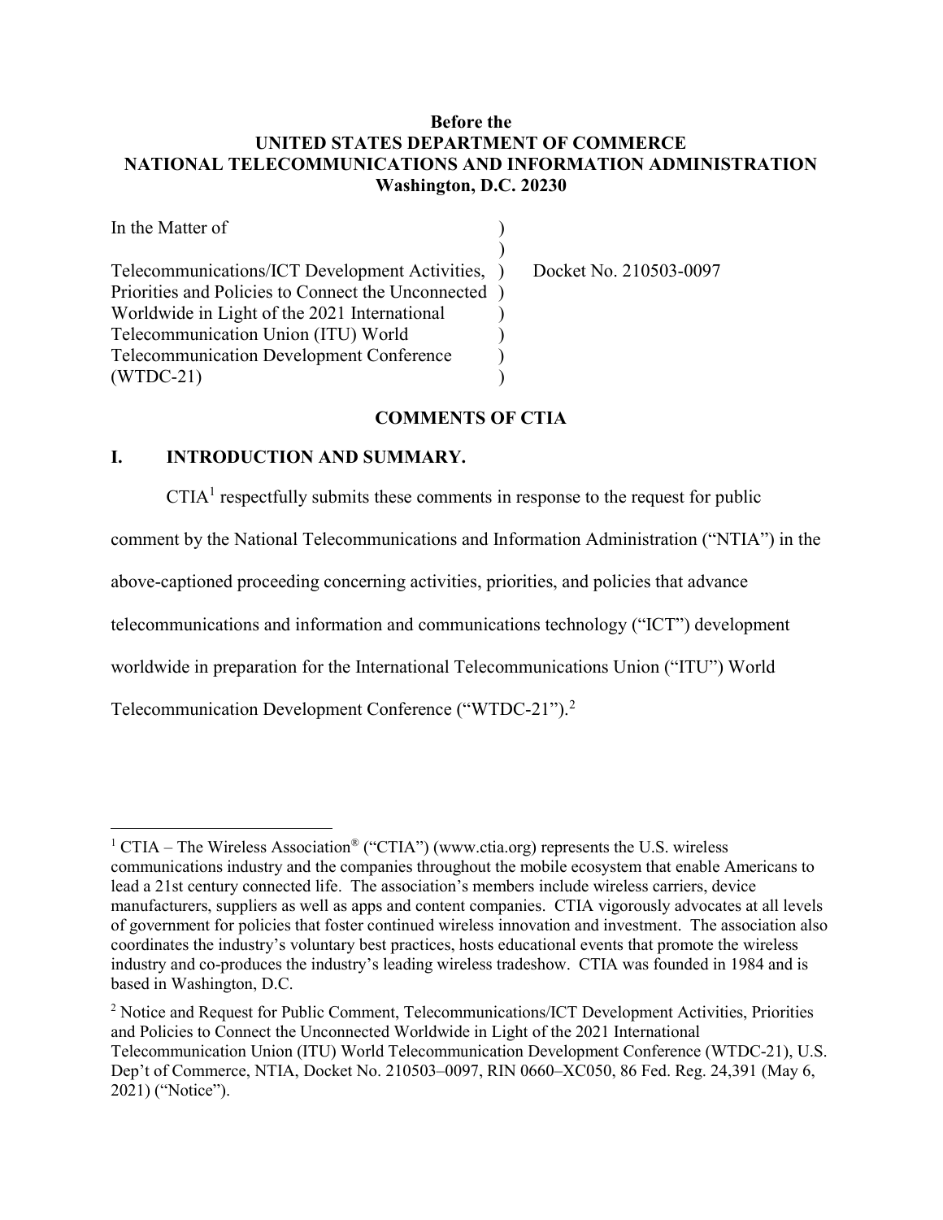**Before the**
**UNITED STATES DEPARTMENT OF COMMERCE**
**NATIONAL TELECOMMUNICATIONS AND INFORMATION ADMINISTRATION**
**Washington, D.C. 20230**

| | | |
|---|---|---|
| In the Matter of | ) | |
| | ) | |
| Telecommunications/ICT Development Activities, | ) | Docket No. 210503-0097 |
| Priorities and Policies to Connect the Unconnected | ) | |
| Worldwide in Light of the 2021 International | ) | |
| Telecommunication Union (ITU) World | ) | |
| Telecommunication Development Conference | ) | |
| (WTDC-21) | ) | |

**COMMENTS OF CTIA**

## I. INTRODUCTION AND SUMMARY.

CTIA[1] respectfully submits these comments in response to the request for public comment by the National Telecommunications and Information Administration ("NTIA") in the above-captioned proceeding concerning activities, priorities, and policies that advance telecommunications and information and communications technology ("ICT") development worldwide in preparation for the International Telecommunications Union ("ITU") World Telecommunication Development Conference ("WTDC-21").[2]

---

[1] CTIA – The Wireless Association® ("CTIA") (www.ctia.org) represents the U.S. wireless communications industry and the companies throughout the mobile ecosystem that enable Americans to lead a 21st century connected life. The association's members include wireless carriers, device manufacturers, suppliers as well as apps and content companies. CTIA vigorously advocates at all levels of government for policies that foster continued wireless innovation and investment. The association also coordinates the industry's voluntary best practices, hosts educational events that promote the wireless industry and co-produces the industry's leading wireless tradeshow. CTIA was founded in 1984 and is based in Washington, D.C.

[2] Notice and Request for Public Comment, Telecommunications/ICT Development Activities, Priorities and Policies to Connect the Unconnected Worldwide in Light of the 2021 International Telecommunication Union (ITU) World Telecommunication Development Conference (WTDC-21), U.S. Dep't of Commerce, NTIA, Docket No. 210503–0097, RIN 0660–XC050, 86 Fed. Reg. 24,391 (May 6, 2021) ("Notice").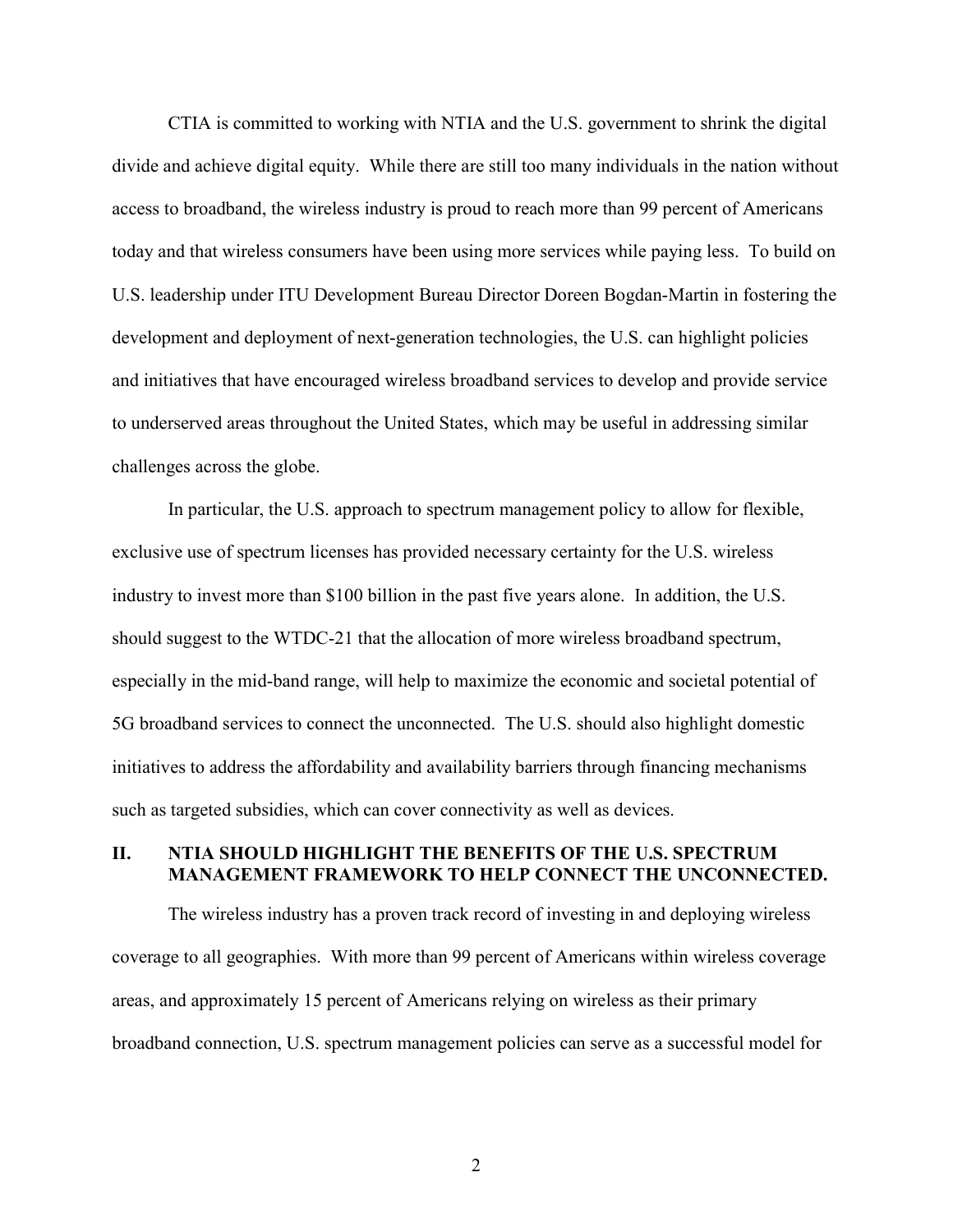CTIA is committed to working with NTIA and the U.S. government to shrink the digital divide and achieve digital equity. While there are still too many individuals in the nation without access to broadband, the wireless industry is proud to reach more than 99 percent of Americans today and that wireless consumers have been using more services while paying less. To build on U.S. leadership under ITU Development Bureau Director Doreen Bogdan-Martin in fostering the development and deployment of next-generation technologies, the U.S. can highlight policies and initiatives that have encouraged wireless broadband services to develop and provide service to underserved areas throughout the United States, which may be useful in addressing similar challenges across the globe.

In particular, the U.S. approach to spectrum management policy to allow for flexible, exclusive use of spectrum licenses has provided necessary certainty for the U.S. wireless industry to invest more than $100 billion in the past five years alone. In addition, the U.S. should suggest to the WTDC-21 that the allocation of more wireless broadband spectrum, especially in the mid-band range, will help to maximize the economic and societal potential of 5G broadband services to connect the unconnected. The U.S. should also highlight domestic initiatives to address the affordability and availability barriers through financing mechanisms such as targeted subsidies, which can cover connectivity as well as devices.

## II. NTIA SHOULD HIGHLIGHT THE BENEFITS OF THE U.S. SPECTRUM MANAGEMENT FRAMEWORK TO HELP CONNECT THE UNCONNECTED.

The wireless industry has a proven track record of investing in and deploying wireless coverage to all geographies. With more than 99 percent of Americans within wireless coverage areas, and approximately 15 percent of Americans relying on wireless as their primary broadband connection, U.S. spectrum management policies can serve as a successful model for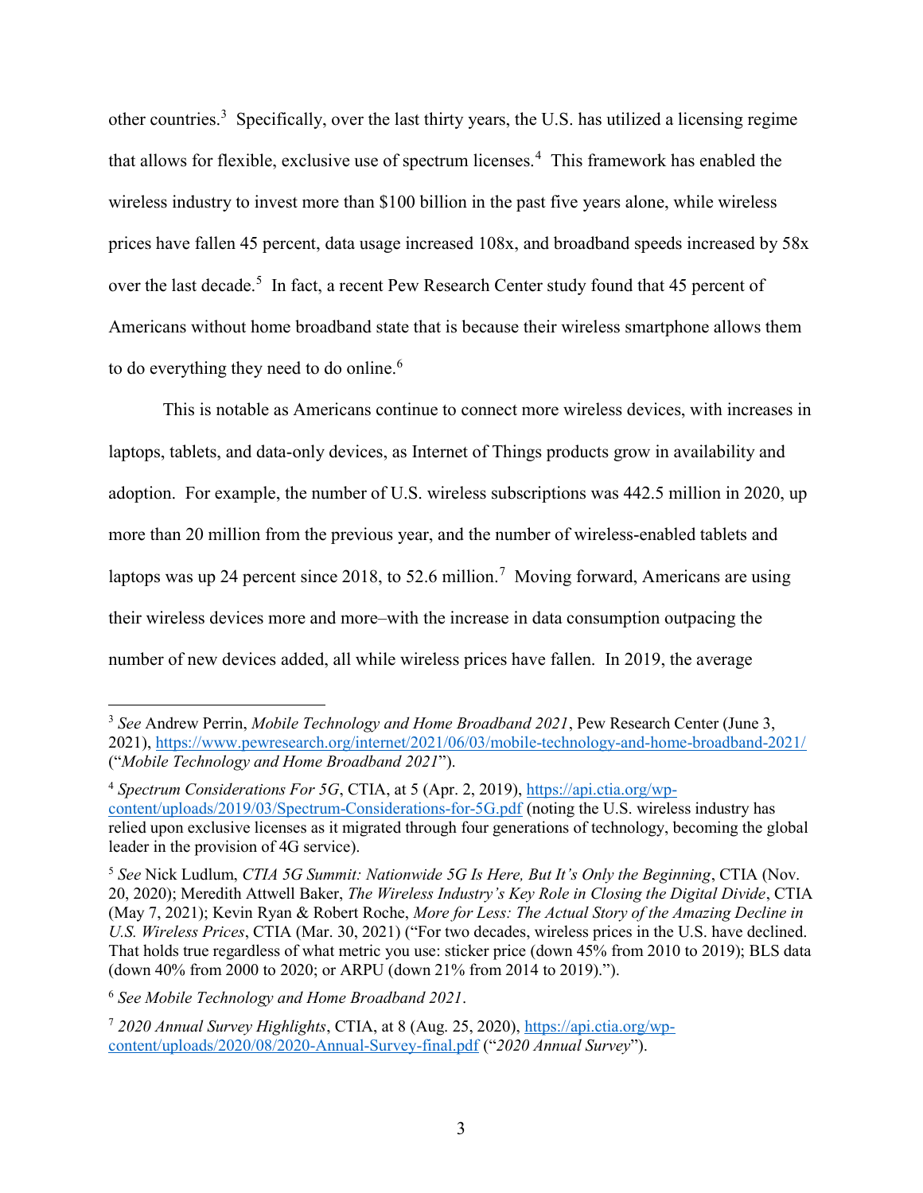other countries.[3] Specifically, over the last thirty years, the U.S. has utilized a licensing regime that allows for flexible, exclusive use of spectrum licenses.[4] This framework has enabled the wireless industry to invest more than $100 billion in the past five years alone, while wireless prices have fallen 45 percent, data usage increased 108x, and broadband speeds increased by 58x over the last decade.[5] In fact, a recent Pew Research Center study found that 45 percent of Americans without home broadband state that is because their wireless smartphone allows them to do everything they need to do online.[6]

This is notable as Americans continue to connect more wireless devices, with increases in laptops, tablets, and data-only devices, as Internet of Things products grow in availability and adoption. For example, the number of U.S. wireless subscriptions was 442.5 million in 2020, up more than 20 million from the previous year, and the number of wireless-enabled tablets and laptops was up 24 percent since 2018, to 52.6 million.[7] Moving forward, Americans are using their wireless devices more and more–with the increase in data consumption outpacing the number of new devices added, all while wireless prices have fallen. In 2019, the average

---

[3] *See* Andrew Perrin, *Mobile Technology and Home Broadband 2021*, Pew Research Center (June 3, 2021), https://www.pewresearch.org/internet/2021/06/03/mobile-technology-and-home-broadband-2021/ ("*Mobile Technology and Home Broadband 2021*").

[4] *Spectrum Considerations For 5G*, CTIA, at 5 (Apr. 2, 2019), https://api.ctia.org/wp-content/uploads/2019/03/Spectrum-Considerations-for-5G.pdf (noting the U.S. wireless industry has relied upon exclusive licenses as it migrated through four generations of technology, becoming the global leader in the provision of 4G service).

[5] *See* Nick Ludlum, *CTIA 5G Summit: Nationwide 5G Is Here, But It's Only the Beginning*, CTIA (Nov. 20, 2020); Meredith Attwell Baker, *The Wireless Industry's Key Role in Closing the Digital Divide*, CTIA (May 7, 2021); Kevin Ryan & Robert Roche, *More for Less: The Actual Story of the Amazing Decline in U.S. Wireless Prices*, CTIA (Mar. 30, 2021) ("For two decades, wireless prices in the U.S. have declined. That holds true regardless of what metric you use: sticker price (down 45% from 2010 to 2019); BLS data (down 40% from 2000 to 2020; or ARPU (down 21% from 2014 to 2019).").

[6] *See Mobile Technology and Home Broadband 2021*.

[7] *2020 Annual Survey Highlights*, CTIA, at 8 (Aug. 25, 2020), https://api.ctia.org/wp-content/uploads/2020/08/2020-Annual-Survey-final.pdf ("*2020 Annual Survey*").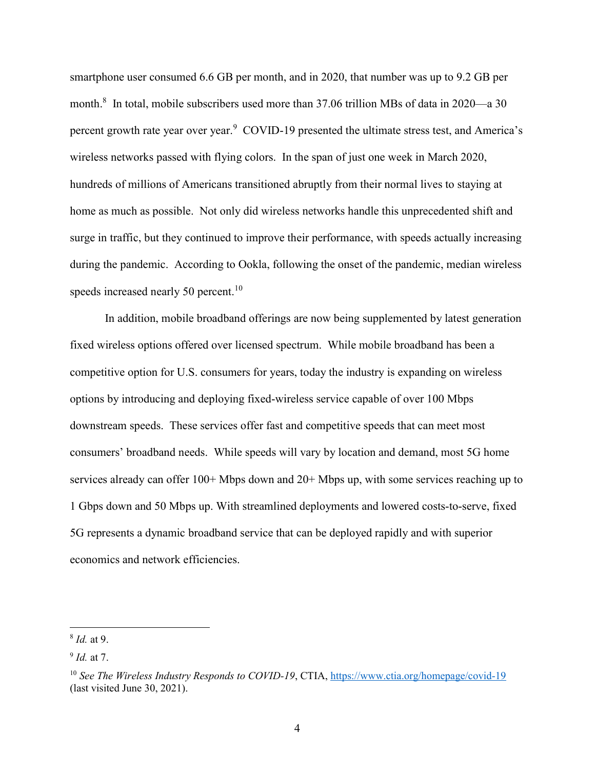smartphone user consumed 6.6 GB per month, and in 2020, that number was up to 9.2 GB per month.[8] In total, mobile subscribers used more than 37.06 trillion MBs of data in 2020—a 30 percent growth rate year over year.[9] COVID-19 presented the ultimate stress test, and America's wireless networks passed with flying colors. In the span of just one week in March 2020, hundreds of millions of Americans transitioned abruptly from their normal lives to staying at home as much as possible. Not only did wireless networks handle this unprecedented shift and surge in traffic, but they continued to improve their performance, with speeds actually increasing during the pandemic. According to Ookla, following the onset of the pandemic, median wireless speeds increased nearly 50 percent.[10]

In addition, mobile broadband offerings are now being supplemented by latest generation fixed wireless options offered over licensed spectrum. While mobile broadband has been a competitive option for U.S. consumers for years, today the industry is expanding on wireless options by introducing and deploying fixed-wireless service capable of over 100 Mbps downstream speeds. These services offer fast and competitive speeds that can meet most consumers' broadband needs. While speeds will vary by location and demand, most 5G home services already can offer 100+ Mbps down and 20+ Mbps up, with some services reaching up to 1 Gbps down and 50 Mbps up. With streamlined deployments and lowered costs-to-serve, fixed 5G represents a dynamic broadband service that can be deployed rapidly and with superior economics and network efficiencies.

---

[8] *Id.* at 9.

[9] *Id.* at 7.

[10] *See The Wireless Industry Responds to COVID-19*, CTIA, https://www.ctia.org/homepage/covid-19 (last visited June 30, 2021).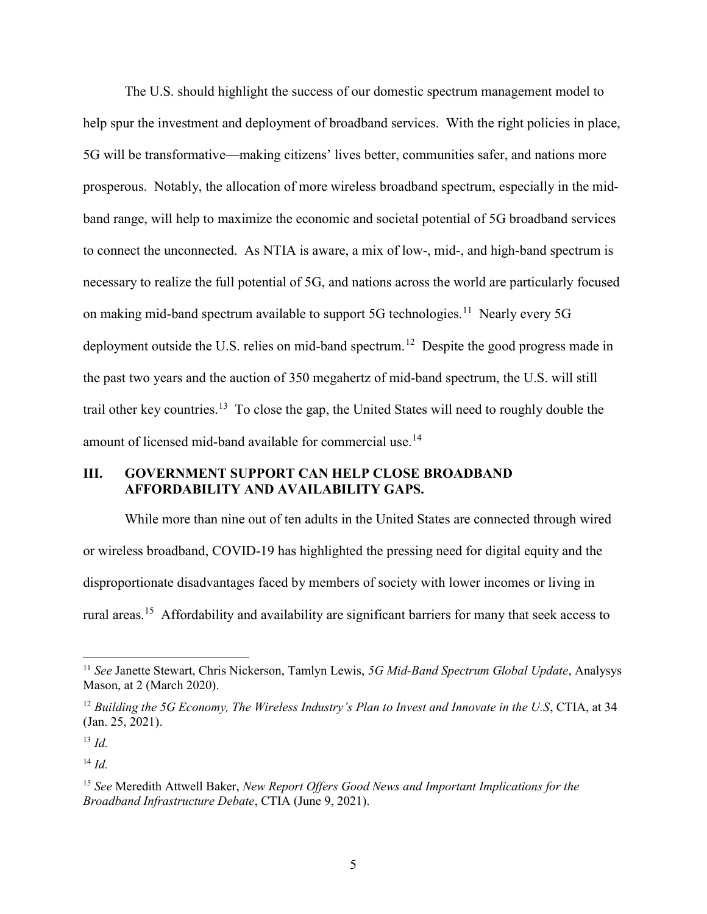The U.S. should highlight the success of our domestic spectrum management model to help spur the investment and deployment of broadband services. With the right policies in place, 5G will be transformative—making citizens' lives better, communities safer, and nations more prosperous. Notably, the allocation of more wireless broadband spectrum, especially in the mid-band range, will help to maximize the economic and societal potential of 5G broadband services to connect the unconnected. As NTIA is aware, a mix of low-, mid-, and high-band spectrum is necessary to realize the full potential of 5G, and nations across the world are particularly focused on making mid-band spectrum available to support 5G technologies.[11] Nearly every 5G deployment outside the U.S. relies on mid-band spectrum.[12] Despite the good progress made in the past two years and the auction of 350 megahertz of mid-band spectrum, the U.S. will still trail other key countries.[13] To close the gap, the United States will need to roughly double the amount of licensed mid-band available for commercial use.[14]

## III. GOVERNMENT SUPPORT CAN HELP CLOSE BROADBAND AFFORDABILITY AND AVAILABILITY GAPS.

While more than nine out of ten adults in the United States are connected through wired or wireless broadband, COVID-19 has highlighted the pressing need for digital equity and the disproportionate disadvantages faced by members of society with lower incomes or living in rural areas.[15] Affordability and availability are significant barriers for many that seek access to

---

[11] *See* Janette Stewart, Chris Nickerson, Tamlyn Lewis, *5G Mid-Band Spectrum Global Update*, Analysys Mason, at 2 (March 2020).

[12] *Building the 5G Economy, The Wireless Industry's Plan to Invest and Innovate in the U.S*, CTIA, at 34 (Jan. 25, 2021).

[13] *Id.*

[14] *Id.*

[15] *See* Meredith Attwell Baker, *New Report Offers Good News and Important Implications for the Broadband Infrastructure Debate*, CTIA (June 9, 2021).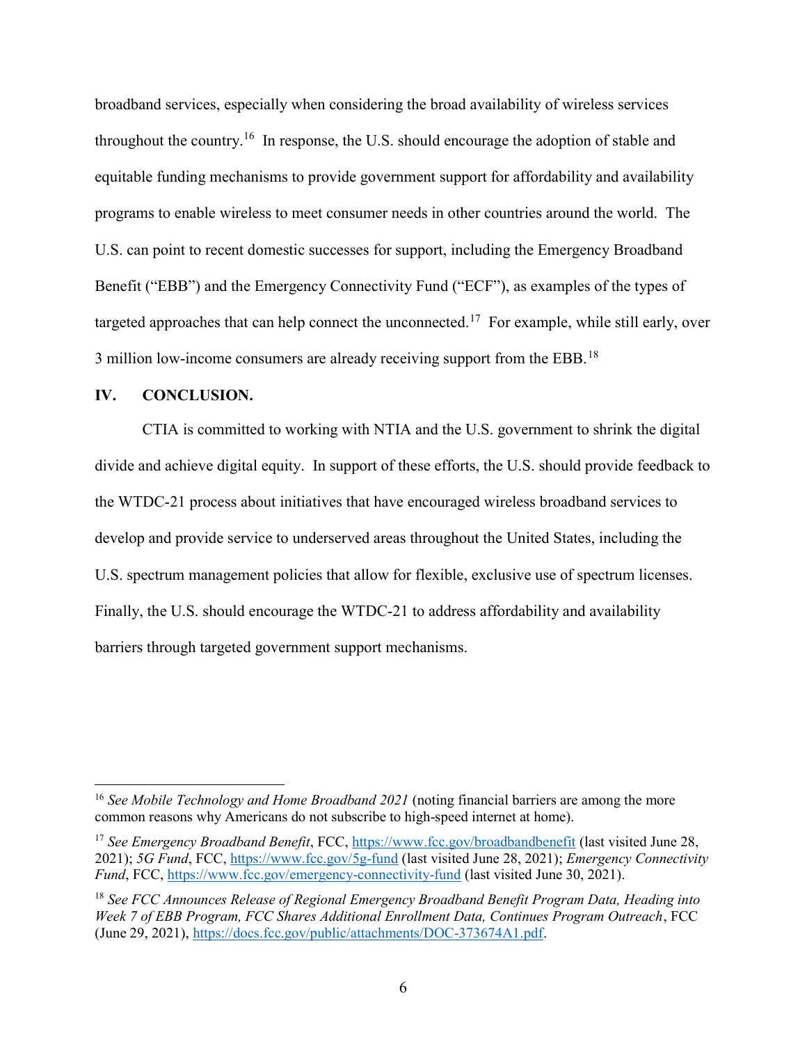broadband services, especially when considering the broad availability of wireless services throughout the country.[16] In response, the U.S. should encourage the adoption of stable and equitable funding mechanisms to provide government support for affordability and availability programs to enable wireless to meet consumer needs in other countries around the world. The U.S. can point to recent domestic successes for support, including the Emergency Broadband Benefit ("EBB") and the Emergency Connectivity Fund ("ECF"), as examples of the types of targeted approaches that can help connect the unconnected.[17] For example, while still early, over 3 million low-income consumers are already receiving support from the EBB.[18]

## IV. CONCLUSION.

CTIA is committed to working with NTIA and the U.S. government to shrink the digital divide and achieve digital equity. In support of these efforts, the U.S. should provide feedback to the WTDC-21 process about initiatives that have encouraged wireless broadband services to develop and provide service to underserved areas throughout the United States, including the U.S. spectrum management policies that allow for flexible, exclusive use of spectrum licenses. Finally, the U.S. should encourage the WTDC-21 to address affordability and availability barriers through targeted government support mechanisms.

---

[16] *See Mobile Technology and Home Broadband 2021* (noting financial barriers are among the more common reasons why Americans do not subscribe to high-speed internet at home).

[17] *See Emergency Broadband Benefit*, FCC, https://www.fcc.gov/broadbandbenefit (last visited June 28, 2021); *5G Fund*, FCC, https://www.fcc.gov/5g-fund (last visited June 28, 2021); *Emergency Connectivity Fund*, FCC, https://www.fcc.gov/emergency-connectivity-fund (last visited June 30, 2021).

[18] *See FCC Announces Release of Regional Emergency Broadband Benefit Program Data, Heading into Week 7 of EBB Program, FCC Shares Additional Enrollment Data, Continues Program Outreach*, FCC (June 29, 2021), https://docs.fcc.gov/public/attachments/DOC-373674A1.pdf.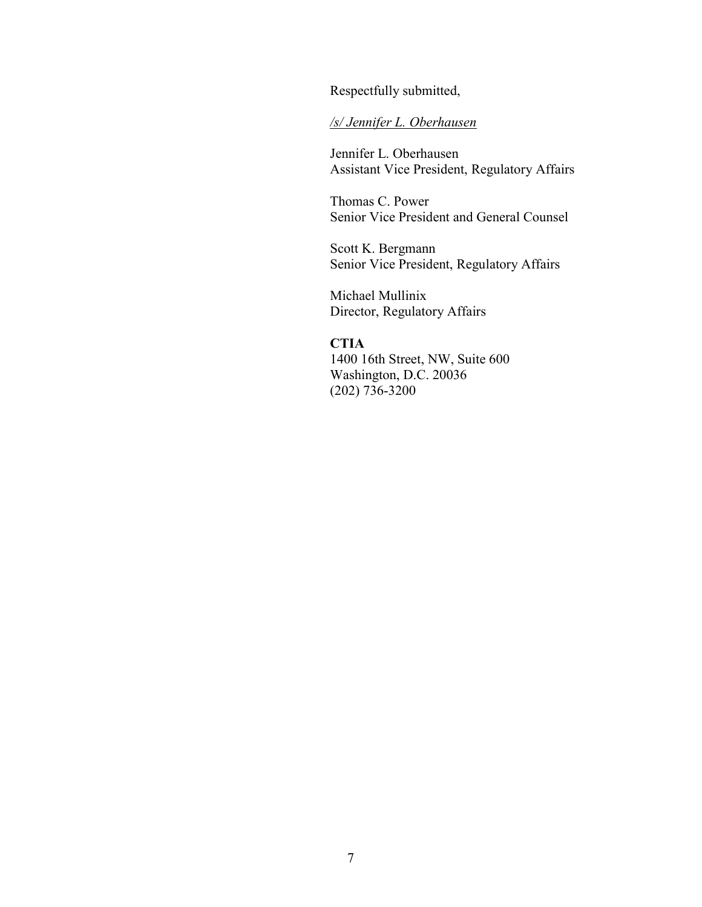Respectfully submitted,

*/s/ Jennifer L. Oberhausen*

Jennifer L. Oberhausen
Assistant Vice President, Regulatory Affairs

Thomas C. Power
Senior Vice President and General Counsel

Scott K. Bergmann
Senior Vice President, Regulatory Affairs

Michael Mullinix
Director, Regulatory Affairs

**CTIA**
1400 16th Street, NW, Suite 600
Washington, D.C. 20036
(202) 736-3200